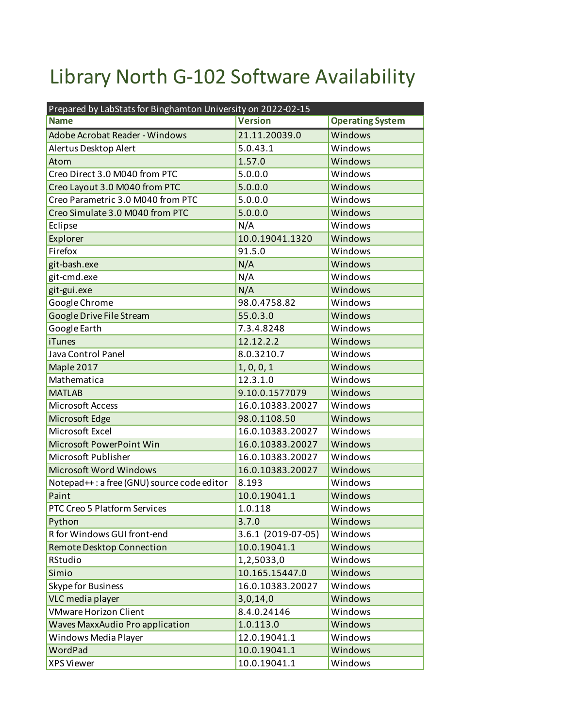# Library North G-102 Software Availability

| Prepared by LabStats for Binghamton University on 2022-02-15 | | |
|---|---|---|
| **Name** | **Version** | **Operating System** |
| Adobe Acrobat Reader - Windows | 21.11.20039.0 | Windows |
| Alertus Desktop Alert | 5.0.43.1 | Windows |
| Atom | 1.57.0 | Windows |
| Creo Direct 3.0 M040 from PTC | 5.0.0.0 | Windows |
| Creo Layout 3.0 M040 from PTC | 5.0.0.0 | Windows |
| Creo Parametric 3.0 M040 from PTC | 5.0.0.0 | Windows |
| Creo Simulate 3.0 M040 from PTC | 5.0.0.0 | Windows |
| Eclipse | N/A | Windows |
| Explorer | 10.0.19041.1320 | Windows |
| Firefox | 91.5.0 | Windows |
| git-bash.exe | N/A | Windows |
| git-cmd.exe | N/A | Windows |
| git-gui.exe | N/A | Windows |
| Google Chrome | 98.0.4758.82 | Windows |
| Google Drive File Stream | 55.0.3.0 | Windows |
| Google Earth | 7.3.4.8248 | Windows |
| iTunes | 12.12.2.2 | Windows |
| Java Control Panel | 8.0.3210.7 | Windows |
| Maple 2017 | 1, 0, 0, 1 | Windows |
| Mathematica | 12.3.1.0 | Windows |
| MATLAB | 9.10.0.1577079 | Windows |
| Microsoft Access | 16.0.10383.20027 | Windows |
| Microsoft Edge | 98.0.1108.50 | Windows |
| Microsoft Excel | 16.0.10383.20027 | Windows |
| Microsoft PowerPoint Win | 16.0.10383.20027 | Windows |
| Microsoft Publisher | 16.0.10383.20027 | Windows |
| Microsoft Word Windows | 16.0.10383.20027 | Windows |
| Notepad++ : a free (GNU) source code editor | 8.193 | Windows |
| Paint | 10.0.19041.1 | Windows |
| PTC Creo 5 Platform Services | 1.0.118 | Windows |
| Python | 3.7.0 | Windows |
| R for Windows GUI front-end | 3.6.1 (2019-07-05) | Windows |
| Remote Desktop Connection | 10.0.19041.1 | Windows |
| RStudio | 1,2,5033,0 | Windows |
| Simio | 10.165.15447.0 | Windows |
| Skype for Business | 16.0.10383.20027 | Windows |
| VLC media player | 3,0,14,0 | Windows |
| VMware Horizon Client | 8.4.0.24146 | Windows |
| Waves MaxxAudio Pro application | 1.0.113.0 | Windows |
| Windows Media Player | 12.0.19041.1 | Windows |
| WordPad | 10.0.19041.1 | Windows |
| XPS Viewer | 10.0.19041.1 | Windows |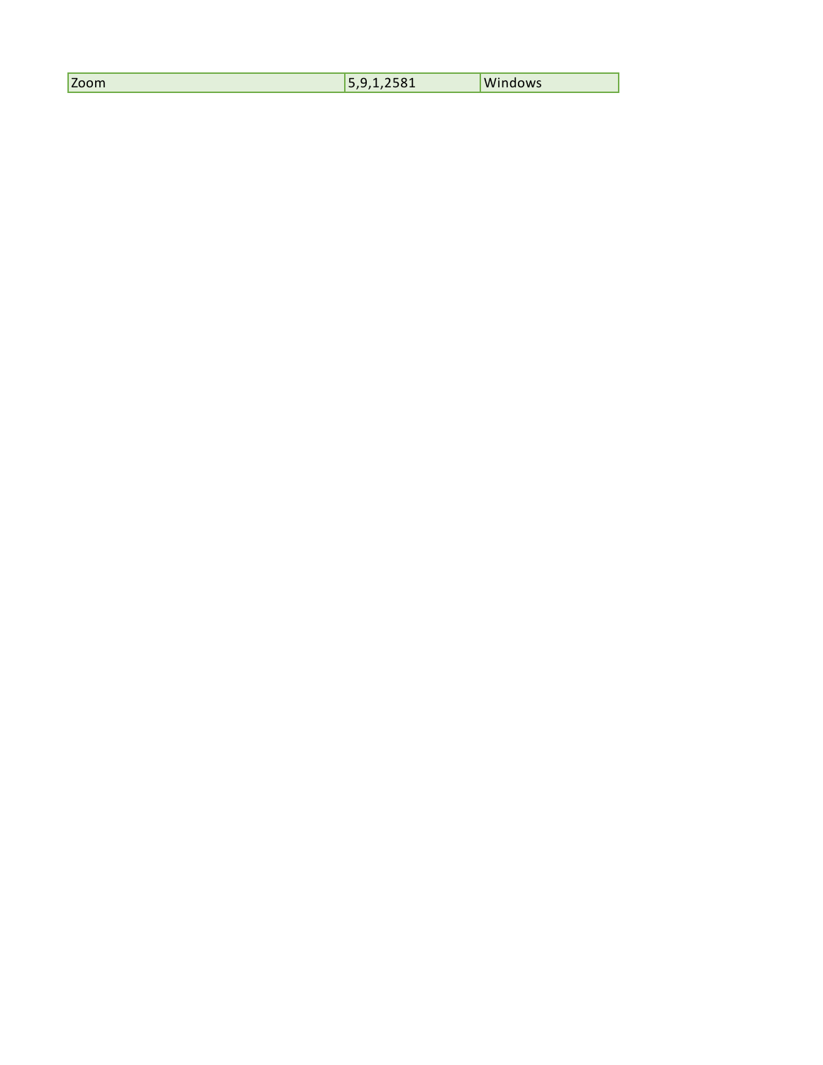| | | |
|---|---|---|
| Zoom | 5,9,1,2581 | Windows |